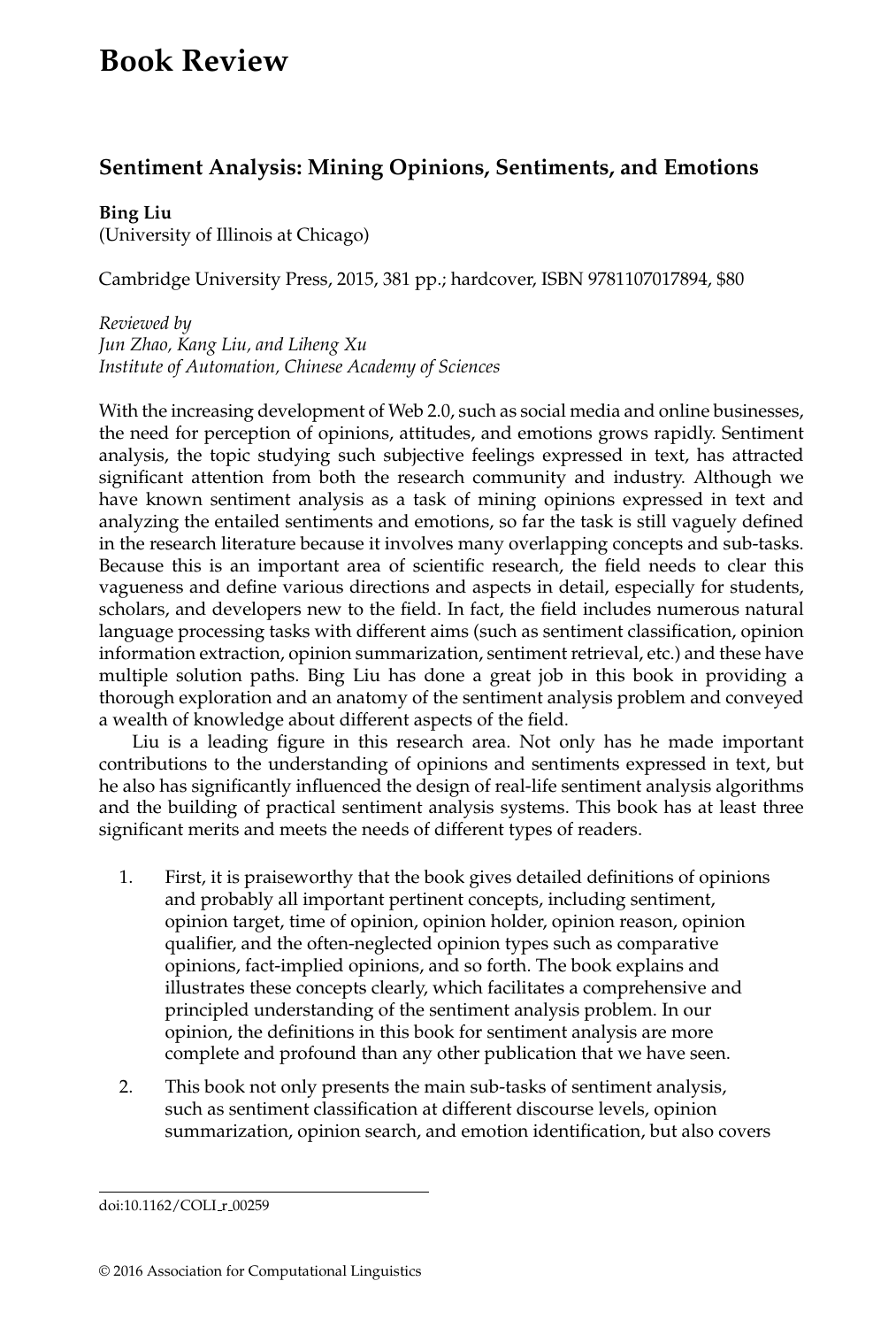# Book Review

## Sentiment Analysis: Mining Opinions, Sentiments, and Emotions

**Bing Liu**
(University of Illinois at Chicago)

Cambridge University Press, 2015, 381 pp.; hardcover, ISBN 9781107017894, $80

*Reviewed by*
*Jun Zhao, Kang Liu, and Liheng Xu*
*Institute of Automation, Chinese Academy of Sciences*

With the increasing development of Web 2.0, such as social media and online businesses, the need for perception of opinions, attitudes, and emotions grows rapidly. Sentiment analysis, the topic studying such subjective feelings expressed in text, has attracted significant attention from both the research community and industry. Although we have known sentiment analysis as a task of mining opinions expressed in text and analyzing the entailed sentiments and emotions, so far the task is still vaguely defined in the research literature because it involves many overlapping concepts and sub-tasks. Because this is an important area of scientific research, the field needs to clear this vagueness and define various directions and aspects in detail, especially for students, scholars, and developers new to the field. In fact, the field includes numerous natural language processing tasks with different aims (such as sentiment classification, opinion information extraction, opinion summarization, sentiment retrieval, etc.) and these have multiple solution paths. Bing Liu has done a great job in this book in providing a thorough exploration and an anatomy of the sentiment analysis problem and conveyed a wealth of knowledge about different aspects of the field.

Liu is a leading figure in this research area. Not only has he made important contributions to the understanding of opinions and sentiments expressed in text, but he also has significantly influenced the design of real-life sentiment analysis algorithms and the building of practical sentiment analysis systems. This book has at least three significant merits and meets the needs of different types of readers.

1. First, it is praiseworthy that the book gives detailed definitions of opinions and probably all important pertinent concepts, including sentiment, opinion target, time of opinion, opinion holder, opinion reason, opinion qualifier, and the often-neglected opinion types such as comparative opinions, fact-implied opinions, and so forth. The book explains and illustrates these concepts clearly, which facilitates a comprehensive and principled understanding of the sentiment analysis problem. In our opinion, the definitions in this book for sentiment analysis are more complete and profound than any other publication that we have seen.

2. This book not only presents the main sub-tasks of sentiment analysis, such as sentiment classification at different discourse levels, opinion summarization, opinion search, and emotion identification, but also covers

doi:10.1162/COLI_r_00259

© 2016 Association for Computational Linguistics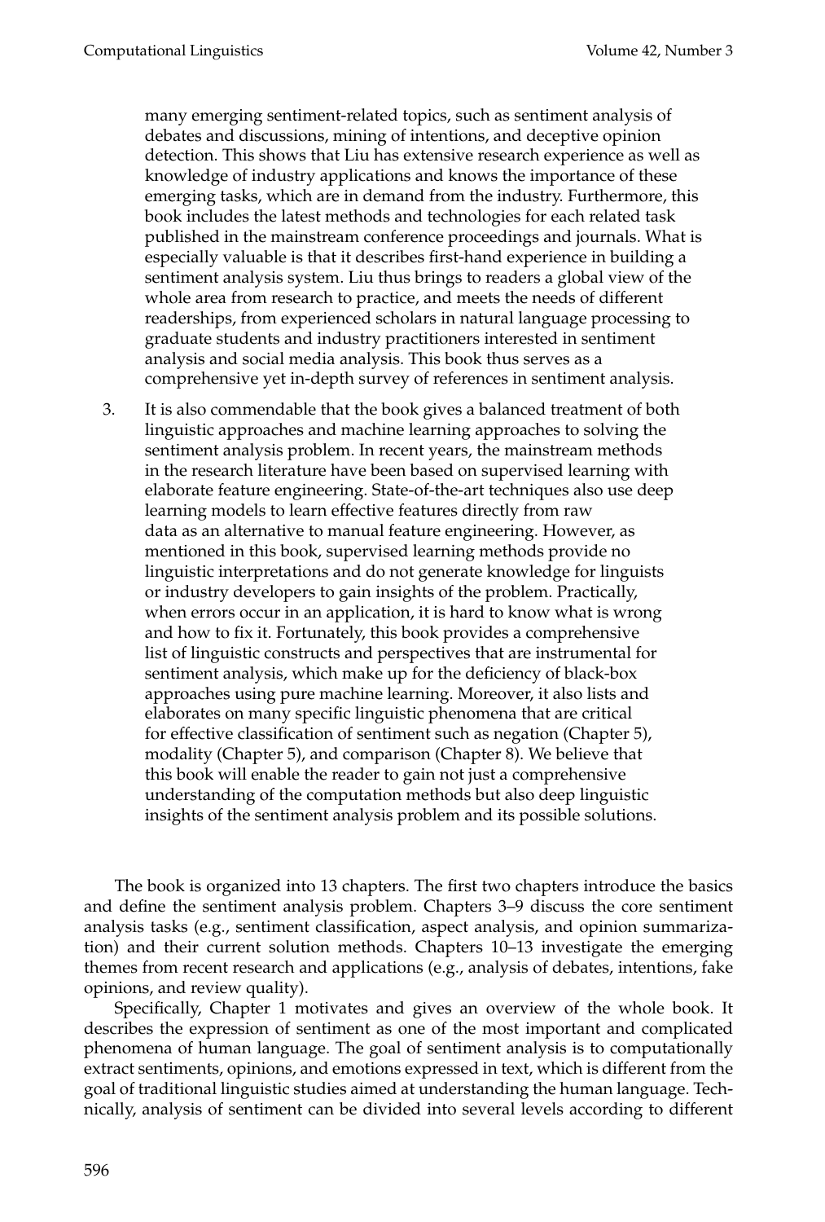many emerging sentiment-related topics, such as sentiment analysis of debates and discussions, mining of intentions, and deceptive opinion detection. This shows that Liu has extensive research experience as well as knowledge of industry applications and knows the importance of these emerging tasks, which are in demand from the industry. Furthermore, this book includes the latest methods and technologies for each related task published in the mainstream conference proceedings and journals. What is especially valuable is that it describes first-hand experience in building a sentiment analysis system. Liu thus brings to readers a global view of the whole area from research to practice, and meets the needs of different readerships, from experienced scholars in natural language processing to graduate students and industry practitioners interested in sentiment analysis and social media analysis. This book thus serves as a comprehensive yet in-depth survey of references in sentiment analysis.

3. It is also commendable that the book gives a balanced treatment of both linguistic approaches and machine learning approaches to solving the sentiment analysis problem. In recent years, the mainstream methods in the research literature have been based on supervised learning with elaborate feature engineering. State-of-the-art techniques also use deep learning models to learn effective features directly from raw data as an alternative to manual feature engineering. However, as mentioned in this book, supervised learning methods provide no linguistic interpretations and do not generate knowledge for linguists or industry developers to gain insights of the problem. Practically, when errors occur in an application, it is hard to know what is wrong and how to fix it. Fortunately, this book provides a comprehensive list of linguistic constructs and perspectives that are instrumental for sentiment analysis, which make up for the deficiency of black-box approaches using pure machine learning. Moreover, it also lists and elaborates on many specific linguistic phenomena that are critical for effective classification of sentiment such as negation (Chapter 5), modality (Chapter 5), and comparison (Chapter 8). We believe that this book will enable the reader to gain not just a comprehensive understanding of the computation methods but also deep linguistic insights of the sentiment analysis problem and its possible solutions.

The book is organized into 13 chapters. The first two chapters introduce the basics and define the sentiment analysis problem. Chapters 3–9 discuss the core sentiment analysis tasks (e.g., sentiment classification, aspect analysis, and opinion summarization) and their current solution methods. Chapters 10–13 investigate the emerging themes from recent research and applications (e.g., analysis of debates, intentions, fake opinions, and review quality).

Specifically, Chapter 1 motivates and gives an overview of the whole book. It describes the expression of sentiment as one of the most important and complicated phenomena of human language. The goal of sentiment analysis is to computationally extract sentiments, opinions, and emotions expressed in text, which is different from the goal of traditional linguistic studies aimed at understanding the human language. Technically, analysis of sentiment can be divided into several levels according to different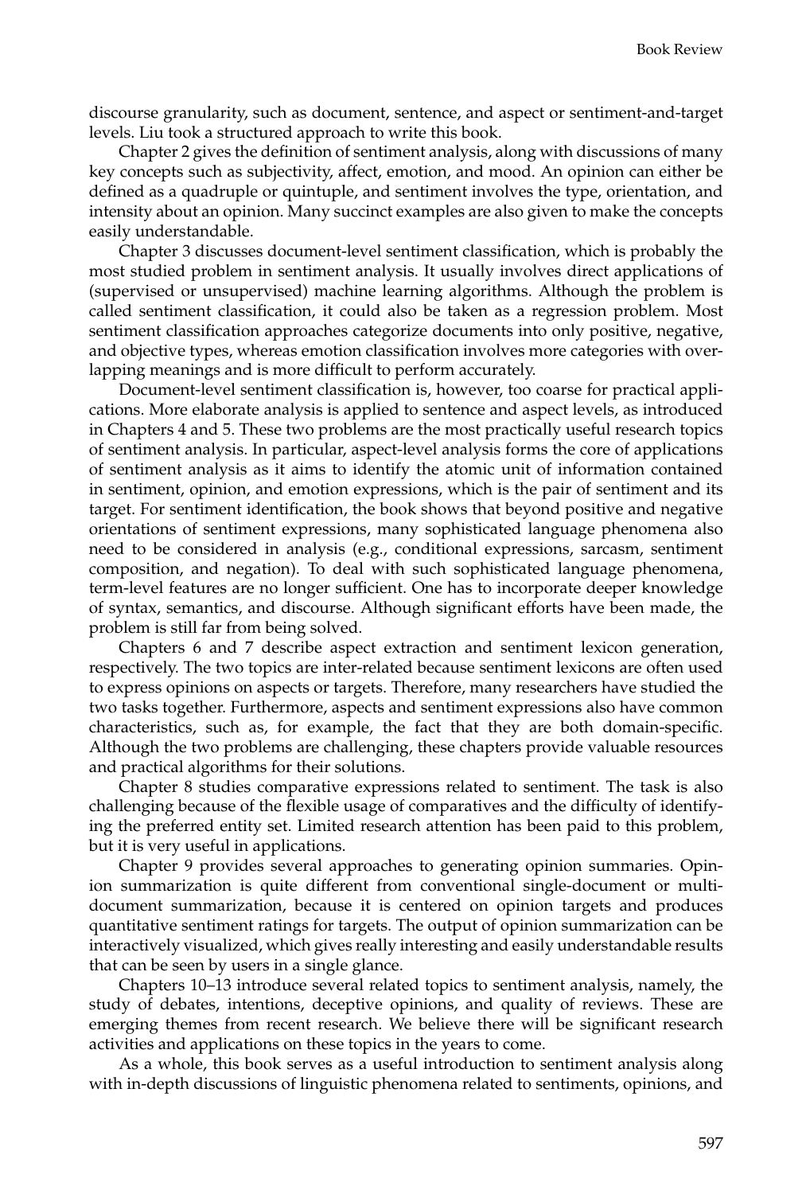discourse granularity, such as document, sentence, and aspect or sentiment-and-target levels. Liu took a structured approach to write this book.

Chapter 2 gives the definition of sentiment analysis, along with discussions of many key concepts such as subjectivity, affect, emotion, and mood. An opinion can either be defined as a quadruple or quintuple, and sentiment involves the type, orientation, and intensity about an opinion. Many succinct examples are also given to make the concepts easily understandable.

Chapter 3 discusses document-level sentiment classification, which is probably the most studied problem in sentiment analysis. It usually involves direct applications of (supervised or unsupervised) machine learning algorithms. Although the problem is called sentiment classification, it could also be taken as a regression problem. Most sentiment classification approaches categorize documents into only positive, negative, and objective types, whereas emotion classification involves more categories with overlapping meanings and is more difficult to perform accurately.

Document-level sentiment classification is, however, too coarse for practical applications. More elaborate analysis is applied to sentence and aspect levels, as introduced in Chapters 4 and 5. These two problems are the most practically useful research topics of sentiment analysis. In particular, aspect-level analysis forms the core of applications of sentiment analysis as it aims to identify the atomic unit of information contained in sentiment, opinion, and emotion expressions, which is the pair of sentiment and its target. For sentiment identification, the book shows that beyond positive and negative orientations of sentiment expressions, many sophisticated language phenomena also need to be considered in analysis (e.g., conditional expressions, sarcasm, sentiment composition, and negation). To deal with such sophisticated language phenomena, term-level features are no longer sufficient. One has to incorporate deeper knowledge of syntax, semantics, and discourse. Although significant efforts have been made, the problem is still far from being solved.

Chapters 6 and 7 describe aspect extraction and sentiment lexicon generation, respectively. The two topics are inter-related because sentiment lexicons are often used to express opinions on aspects or targets. Therefore, many researchers have studied the two tasks together. Furthermore, aspects and sentiment expressions also have common characteristics, such as, for example, the fact that they are both domain-specific. Although the two problems are challenging, these chapters provide valuable resources and practical algorithms for their solutions.

Chapter 8 studies comparative expressions related to sentiment. The task is also challenging because of the flexible usage of comparatives and the difficulty of identifying the preferred entity set. Limited research attention has been paid to this problem, but it is very useful in applications.

Chapter 9 provides several approaches to generating opinion summaries. Opinion summarization is quite different from conventional single-document or multi-document summarization, because it is centered on opinion targets and produces quantitative sentiment ratings for targets. The output of opinion summarization can be interactively visualized, which gives really interesting and easily understandable results that can be seen by users in a single glance.

Chapters 10–13 introduce several related topics to sentiment analysis, namely, the study of debates, intentions, deceptive opinions, and quality of reviews. These are emerging themes from recent research. We believe there will be significant research activities and applications on these topics in the years to come.

As a whole, this book serves as a useful introduction to sentiment analysis along with in-depth discussions of linguistic phenomena related to sentiments, opinions, and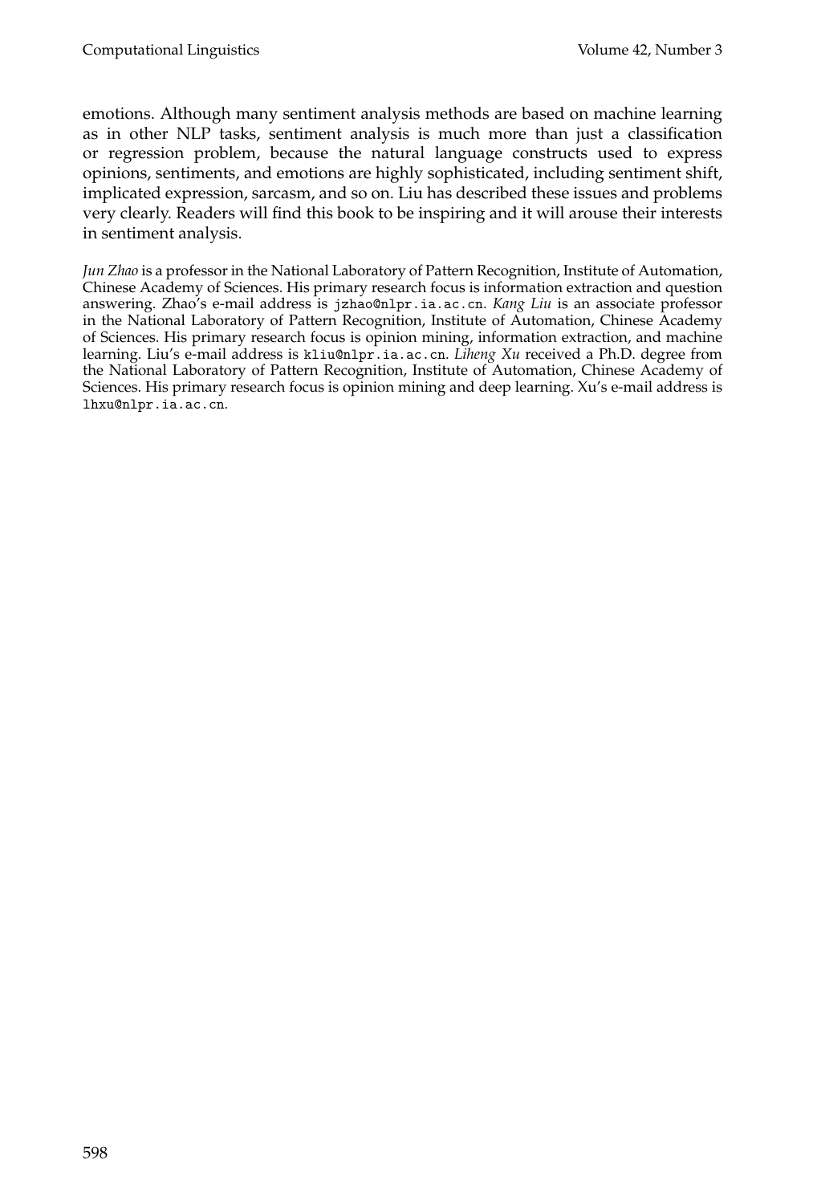emotions. Although many sentiment analysis methods are based on machine learning as in other NLP tasks, sentiment analysis is much more than just a classification or regression problem, because the natural language constructs used to express opinions, sentiments, and emotions are highly sophisticated, including sentiment shift, implicated expression, sarcasm, and so on. Liu has described these issues and problems very clearly. Readers will find this book to be inspiring and it will arouse their interests in sentiment analysis.

*Jun Zhao* is a professor in the National Laboratory of Pattern Recognition, Institute of Automation, Chinese Academy of Sciences. His primary research focus is information extraction and question answering. Zhao's e-mail address is jzhao@nlpr.ia.ac.cn. *Kang Liu* is an associate professor in the National Laboratory of Pattern Recognition, Institute of Automation, Chinese Academy of Sciences. His primary research focus is opinion mining, information extraction, and machine learning. Liu's e-mail address is kliu@nlpr.ia.ac.cn. *Liheng Xu* received a Ph.D. degree from the National Laboratory of Pattern Recognition, Institute of Automation, Chinese Academy of Sciences. His primary research focus is opinion mining and deep learning. Xu's e-mail address is lhxu@nlpr.ia.ac.cn.